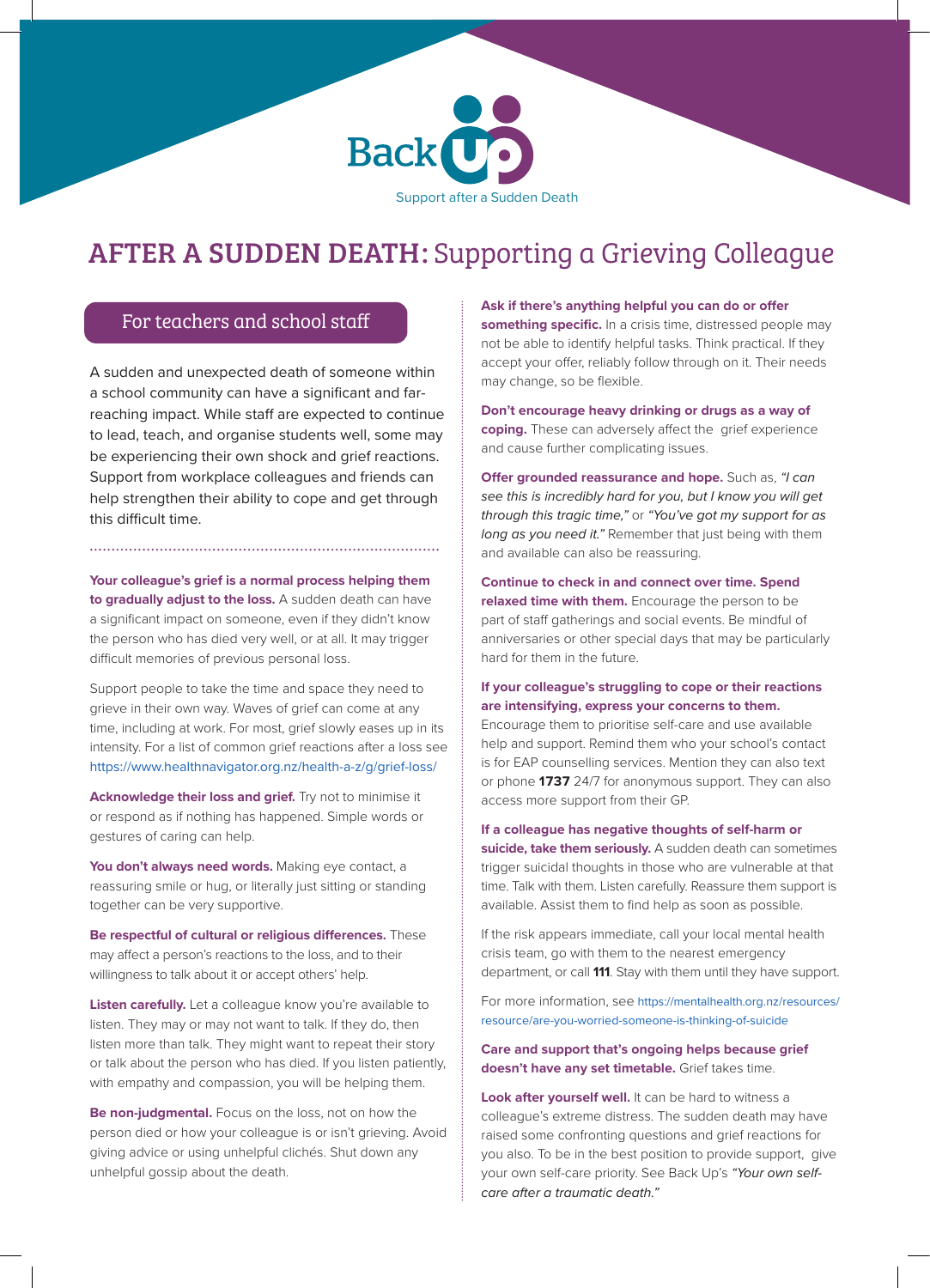Back Up

Support after a Sudden Death

# AFTER A SUDDEN DEATH: Supporting a Grieving Colleague

## For teachers and school staff

A sudden and unexpected death of someone within a school community can have a significant and far-reaching impact. While staff are expected to continue to lead, teach, and organise students well, some may be experiencing their own shock and grief reactions. Support from workplace colleagues and friends can help strengthen their ability to cope and get through this difficult time.

**Your colleague's grief is a normal process helping them to gradually adjust to the loss.** A sudden death can have a significant impact on someone, even if they didn't know the person who has died very well, or at all. It may trigger difficult memories of previous personal loss.

Support people to take the time and space they need to grieve in their own way. Waves of grief can come at any time, including at work. For most, grief slowly eases up in its intensity. For a list of common grief reactions after a loss see https://www.healthnavigator.org.nz/health-a-z/g/grief-loss/

**Acknowledge their loss and grief.** Try not to minimise it or respond as if nothing has happened. Simple words or gestures of caring can help.

**You don't always need words.** Making eye contact, a reassuring smile or hug, or literally just sitting or standing together can be very supportive.

**Be respectful of cultural or religious differences.** These may affect a person's reactions to the loss, and to their willingness to talk about it or accept others' help.

**Listen carefully.** Let a colleague know you're available to listen. They may or may not want to talk. If they do, then listen more than talk. They might want to repeat their story or talk about the person who has died. If you listen patiently, with empathy and compassion, you will be helping them.

**Be non-judgmental.** Focus on the loss, not on how the person died or how your colleague is or isn't grieving. Avoid giving advice or using unhelpful clichés. Shut down any unhelpful gossip about the death.

**Ask if there's anything helpful you can do or offer something specific.** In a crisis time, distressed people may not be able to identify helpful tasks. Think practical. If they accept your offer, reliably follow through on it. Their needs may change, so be flexible.

**Don't encourage heavy drinking or drugs as a way of coping.** These can adversely affect the grief experience and cause further complicating issues.

**Offer grounded reassurance and hope.** Such as, *"I can see this is incredibly hard for you, but I know you will get through this tragic time,"* or *"You've got my support for as long as you need it."* Remember that just being with them and available can also be reassuring.

**Continue to check in and connect over time. Spend relaxed time with them.** Encourage the person to be part of staff gatherings and social events. Be mindful of anniversaries or other special days that may be particularly hard for them in the future.

**If your colleague's struggling to cope or their reactions are intensifying, express your concerns to them.** Encourage them to prioritise self-care and use available help and support. Remind them who your school's contact is for EAP counselling services. Mention they can also text or phone **1737** 24/7 for anonymous support. They can also access more support from their GP.

**If a colleague has negative thoughts of self-harm or suicide, take them seriously.** A sudden death can sometimes trigger suicidal thoughts in those who are vulnerable at that time. Talk with them. Listen carefully. Reassure them support is available. Assist them to find help as soon as possible.

If the risk appears immediate, call your local mental health crisis team, go with them to the nearest emergency department, or call **111**. Stay with them until they have support.

For more information, see https://mentalhealth.org.nz/resources/resource/are-you-worried-someone-is-thinking-of-suicide

**Care and support that's ongoing helps because grief doesn't have any set timetable.** Grief takes time.

**Look after yourself well.** It can be hard to witness a colleague's extreme distress. The sudden death may have raised some confronting questions and grief reactions for you also. To be in the best position to provide support, give your own self-care priority. See Back Up's *"Your own self-care after a traumatic death."*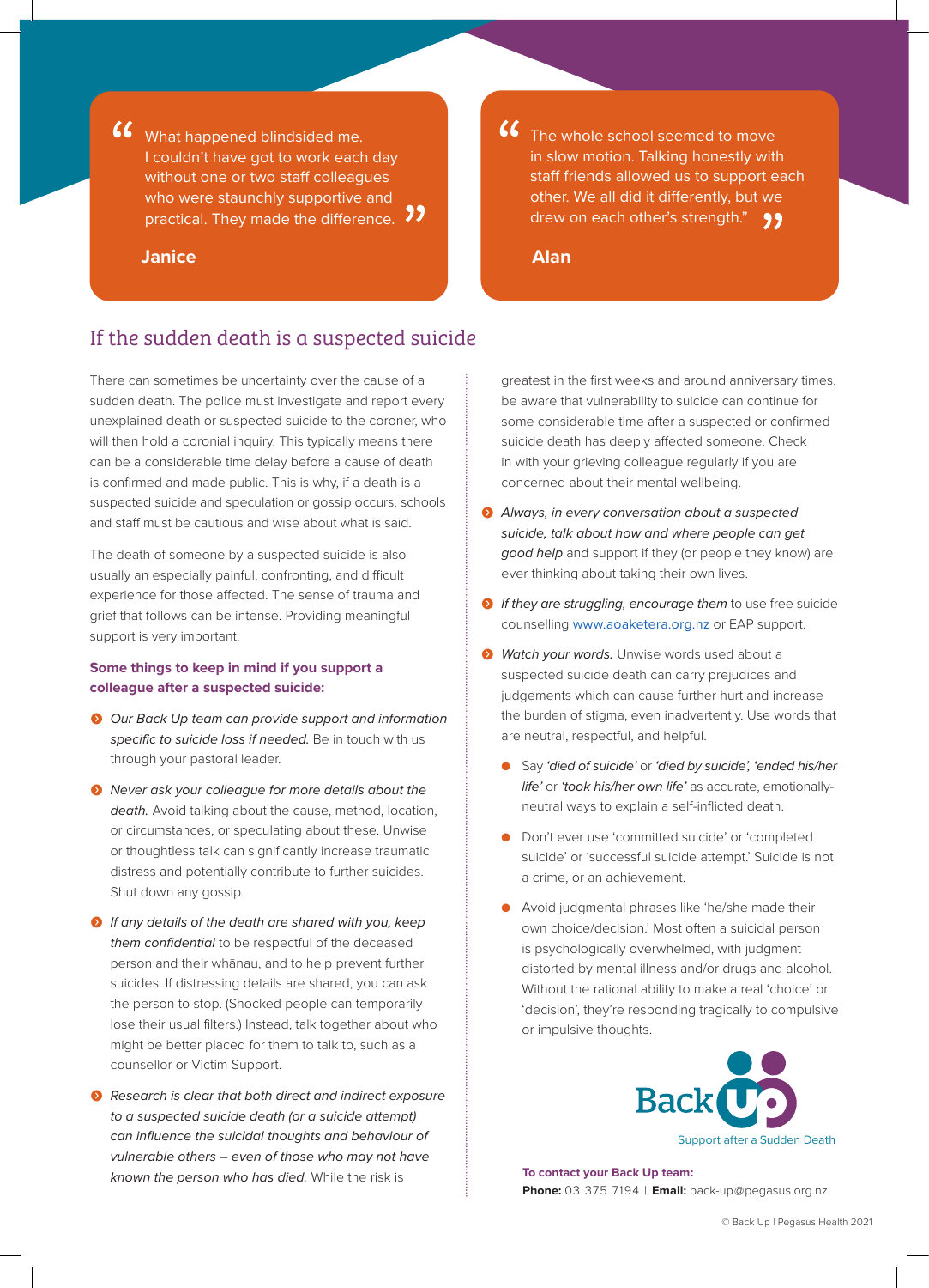> What happened blindsided me. I couldn't have got to work each day without one or two staff colleagues who were staunchly supportive and practical. They made the difference.
>
> **Janice**

> The whole school seemed to move in slow motion. Talking honestly with staff friends allowed us to support each other. We all did it differently, but we drew on each other's strength."
>
> **Alan**

## If the sudden death is a suspected suicide

There can sometimes be uncertainty over the cause of a sudden death. The police must investigate and report every unexplained death or suspected suicide to the coroner, who will then hold a coronial inquiry. This typically means there can be a considerable time delay before a cause of death is confirmed and made public. This is why, if a death is a suspected suicide and speculation or gossip occurs, schools and staff must be cautious and wise about what is said.

The death of someone by a suspected suicide is also usually an especially painful, confronting, and difficult experience for those affected. The sense of trauma and grief that follows can be intense. Providing meaningful support is very important.

**Some things to keep in mind if you support a colleague after a suspected suicide:**

- *Our Back Up team can provide support and information specific to suicide loss if needed.* Be in touch with us through your pastoral leader.
- *Never ask your colleague for more details about the death.* Avoid talking about the cause, method, location, or circumstances, or speculating about these. Unwise or thoughtless talk can significantly increase traumatic distress and potentially contribute to further suicides. Shut down any gossip.
- *If any details of the death are shared with you, keep them confidential* to be respectful of the deceased person and their whānau, and to help prevent further suicides. If distressing details are shared, you can ask the person to stop. (Shocked people can temporarily lose their usual filters.) Instead, talk together about who might be better placed for them to talk to, such as a counsellor or Victim Support.
- *Research is clear that both direct and indirect exposure to a suspected suicide death (or a suicide attempt) can influence the suicidal thoughts and behaviour of vulnerable others – even of those who may not have known the person who has died.* While the risk is greatest in the first weeks and around anniversary times, be aware that vulnerability to suicide can continue for some considerable time after a suspected or confirmed suicide death has deeply affected someone. Check in with your grieving colleague regularly if you are concerned about their mental wellbeing.
- *Always, in every conversation about a suspected suicide, talk about how and where people can get good help* and support if they (or people they know) are ever thinking about taking their own lives.
- *If they are struggling, encourage them* to use free suicide counselling www.aoaketera.org.nz or EAP support.
- *Watch your words.* Unwise words used about a suspected suicide death can carry prejudices and judgements which can cause further hurt and increase the burden of stigma, even inadvertently. Use words that are neutral, respectful, and helpful.
  - Say *'died of suicide'* or *'died by suicide', 'ended his/her life'* or *'took his/her own life'* as accurate, emotionally-neutral ways to explain a self-inflicted death.
  - Don't ever use 'committed suicide' or 'completed suicide' or 'successful suicide attempt.' Suicide is not a crime, or an achievement.
  - Avoid judgmental phrases like 'he/she made their own choice/decision.' Most often a suicidal person is psychologically overwhelmed, with judgment distorted by mental illness and/or drugs and alcohol. Without the rational ability to make a real 'choice' or 'decision', they're responding tragically to compulsive or impulsive thoughts.

Back Up
Support after a Sudden Death

**To contact your Back Up team:**
**Phone:** 03 375 7194 | **Email:** back-up@pegasus.org.nz

© Back Up | Pegasus Health 2021